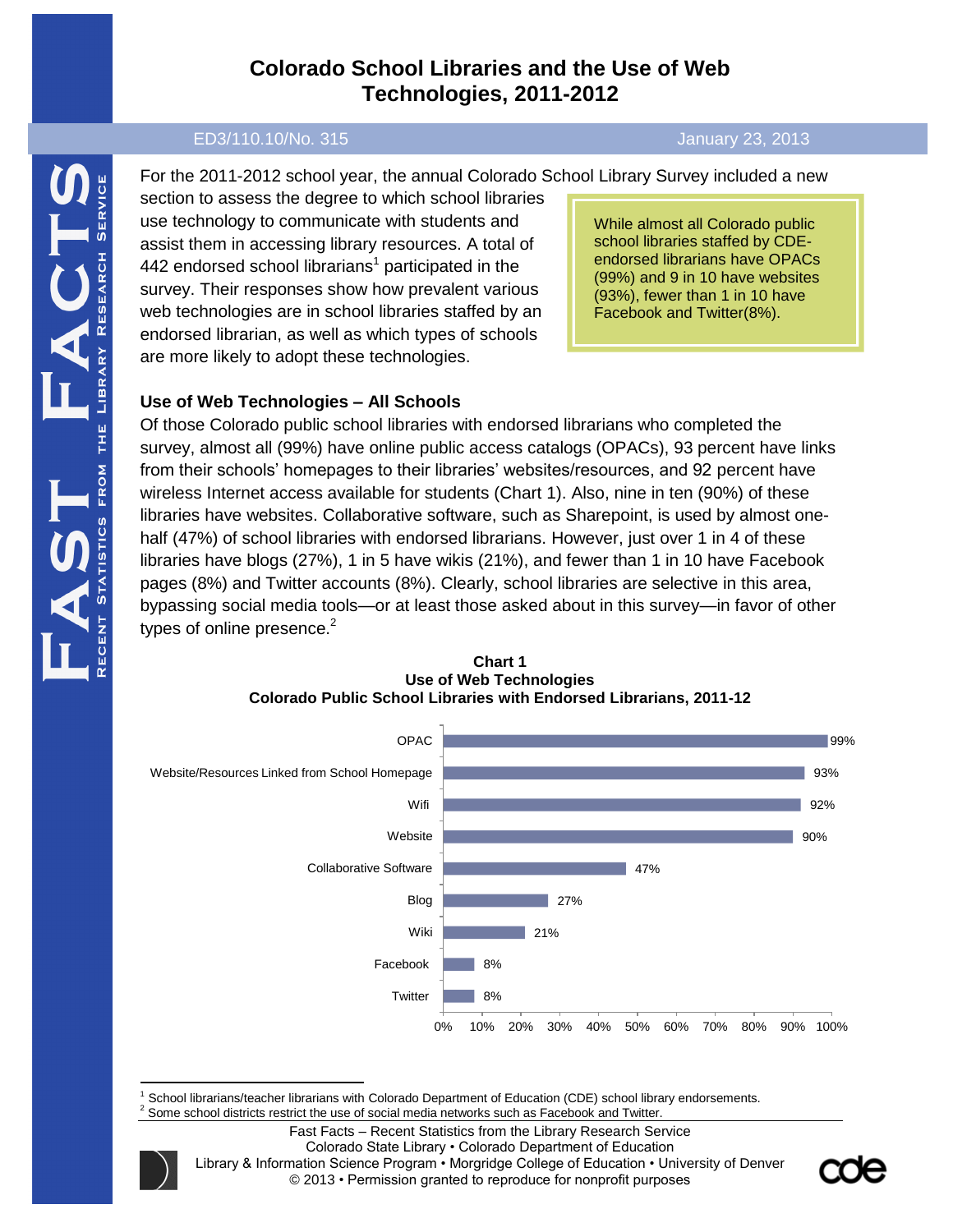# Colorado School Libraries and the Use of Web Technologies, 2011-2012

ED3/110.10/No. 315 January 23, 2013

For the 2011-2012 school year, the annual Colorado School Library Survey included a new section to assess the degree to which school libraries use technology to communicate with students and assist them in accessing library resources. A total of 442 endorsed school librarians[1] participated in the survey. Their responses show how prevalent various web technologies are in school libraries staffed by an endorsed librarian, as well as which types of schools are more likely to adopt these technologies.

> While almost all Colorado public school libraries staffed by CDE-endorsed librarians have OPACs (99%) and 9 in 10 have websites (93%), fewer than 1 in 10 have Facebook and Twitter(8%).

## Use of Web Technologies – All Schools

Of those Colorado public school libraries with endorsed librarians who completed the survey, almost all (99%) have online public access catalogs (OPACs), 93 percent have links from their schools' homepages to their libraries' websites/resources, and 92 percent have wireless Internet access available for students (Chart 1). Also, nine in ten (90%) of these libraries have websites. Collaborative software, such as Sharepoint, is used by almost one-half (47%) of school libraries with endorsed librarians. However, just over 1 in 4 of these libraries have blogs (27%), 1 in 5 have wikis (21%), and fewer than 1 in 10 have Facebook pages (8%) and Twitter accounts (8%). Clearly, school libraries are selective in this area, bypassing social media tools—or at least those asked about in this survey—in favor of other types of online presence.[2]

**Chart 1**
**Use of Web Technologies**
**Colorado Public School Libraries with Endorsed Librarians, 2011-12**

| Technology | Percent |
|---|---|
| OPAC | 99% |
| Website/Resources Linked from School Homepage | 93% |
| Wifi | 92% |
| Website | 90% |
| Collaborative Software | 47% |
| Blog | 27% |
| Wiki | 21% |
| Facebook | 8% |
| Twitter | 8% |

[1] School librarians/teacher librarians with Colorado Department of Education (CDE) school library endorsements.
[2] Some school districts restrict the use of social media networks such as Facebook and Twitter.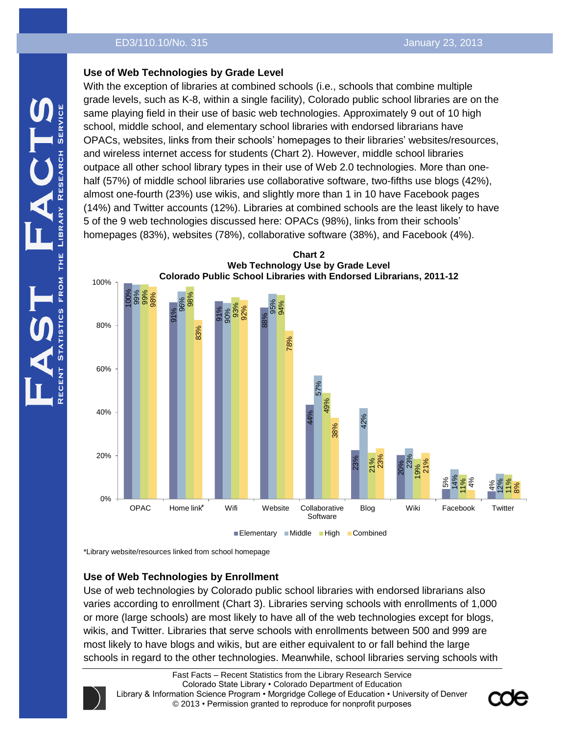## Use of Web Technologies by Grade Level

With the exception of libraries at combined schools (i.e., schools that combine multiple grade levels, such as K-8, within a single facility), Colorado public school libraries are on the same playing field in their use of basic web technologies. Approximately 9 out of 10 high school, middle school, and elementary school libraries with endorsed librarians have OPACs, websites, links from their schools' homepages to their libraries' websites/resources, and wireless internet access for students (Chart 2). However, middle school libraries outpace all other school library types in their use of Web 2.0 technologies. More than one-half (57%) of middle school libraries use collaborative software, two-fifths use blogs (42%), almost one-fourth (23%) use wikis, and slightly more than 1 in 10 have Facebook pages (14%) and Twitter accounts (12%). Libraries at combined schools are the least likely to have 5 of the 9 web technologies discussed here: OPACs (98%), links from their schools' homepages (83%), websites (78%), collaborative software (38%), and Facebook (4%).

**Chart 2**
**Web Technology Use by Grade Level**
**Colorado Public School Libraries with Endorsed Librarians, 2011-12**

| | Elementary | Middle | High | Combined |
|---|---|---|---|---|
| OPAC | 100% | 99% | 99% | 98% |
| Home link* | 91% | 96% | 98% | 83% |
| Wifi | 91% | 90% | 93% | 92% |
| Website | 88% | 95% | 94% | 78% |
| Collaborative Software | 44% | 57% | 49% | 38% |
| Blog | 23% | 42% | 21% | 23% |
| Wiki | 20% | 23% | 19% | 21% |
| Facebook | 5% | 14% | 11% | 4% |
| Twitter | 4% | 12% | 11% | 8% |

*Library website/resources linked from school homepage

## Use of Web Technologies by Enrollment

Use of web technologies by Colorado public school libraries with endorsed librarians also varies according to enrollment (Chart 3). Libraries serving schools with enrollments of 1,000 or more (large schools) are most likely to have all of the web technologies except for blogs, wikis, and Twitter. Libraries that serve schools with enrollments between 500 and 999 are most likely to have blogs and wikis, but are either equivalent to or fall behind the large schools in regard to the other technologies. Meanwhile, school libraries serving schools with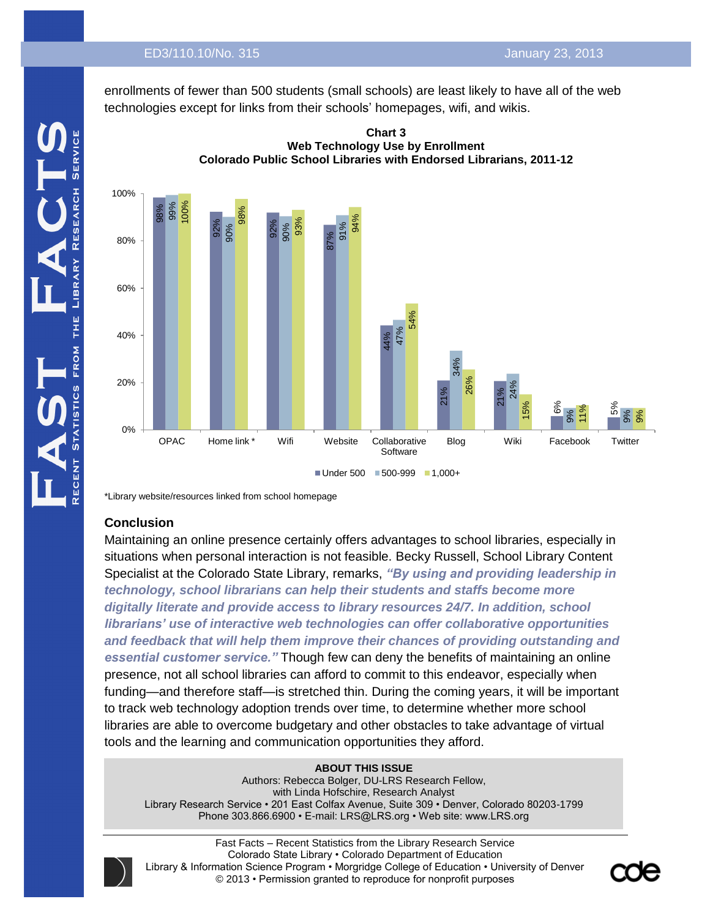enrollments of fewer than 500 students (small schools) are least likely to have all of the web technologies except for links from their schools' homepages, wifi, and wikis.

**Chart 3**
**Web Technology Use by Enrollment**
**Colorado Public School Libraries with Endorsed Librarians, 2011-12**

100%
80%
60%
40%
20%
0%

OPAC: 98% 99% 100%
Home link *: 92% 90% 98%
Wifi: 92% 90% 93%
Website: 87% 91% 94%
Collaborative Software: 44% 47% 54%
Blog: 21% 34% 26%
Wiki: 21% 24% 15%
Facebook: 6% 9% 11%
Twitter: 5% 9% 9%

Under 500 500-999 1,000+

*Library website/resources linked from school homepage

## Conclusion

Maintaining an online presence certainly offers advantages to school libraries, especially in situations when personal interaction is not feasible. Becky Russell, School Library Content Specialist at the Colorado State Library, remarks, ***"By using and providing leadership in technology, school librarians can help their students and staffs become more digitally literate and provide access to library resources 24/7. In addition, school librarians' use of interactive web technologies can offer collaborative opportunities and feedback that will help them improve their chances of providing outstanding and essential customer service."*** Though few can deny the benefits of maintaining an online presence, not all school libraries can afford to commit to this endeavor, especially when funding—and therefore staff—is stretched thin. During the coming years, it will be important to track web technology adoption trends over time, to determine whether more school libraries are able to overcome budgetary and other obstacles to take advantage of virtual tools and the learning and communication opportunities they afford.

**ABOUT THIS ISSUE**
Authors: Rebecca Bolger, DU-LRS Research Fellow,
with Linda Hofschire, Research Analyst
Library Research Service • 201 East Colfax Avenue, Suite 309 • Denver, Colorado 80203-1799
Phone 303.866.6900 • E-mail: LRS@LRS.org • Web site: www.LRS.org

Fast Facts – Recent Statistics from the Library Research Service
Colorado State Library • Colorado Department of Education
Library & Information Science Program • Morgridge College of Education • University of Denver
© 2013 • Permission granted to reproduce for nonprofit purposes